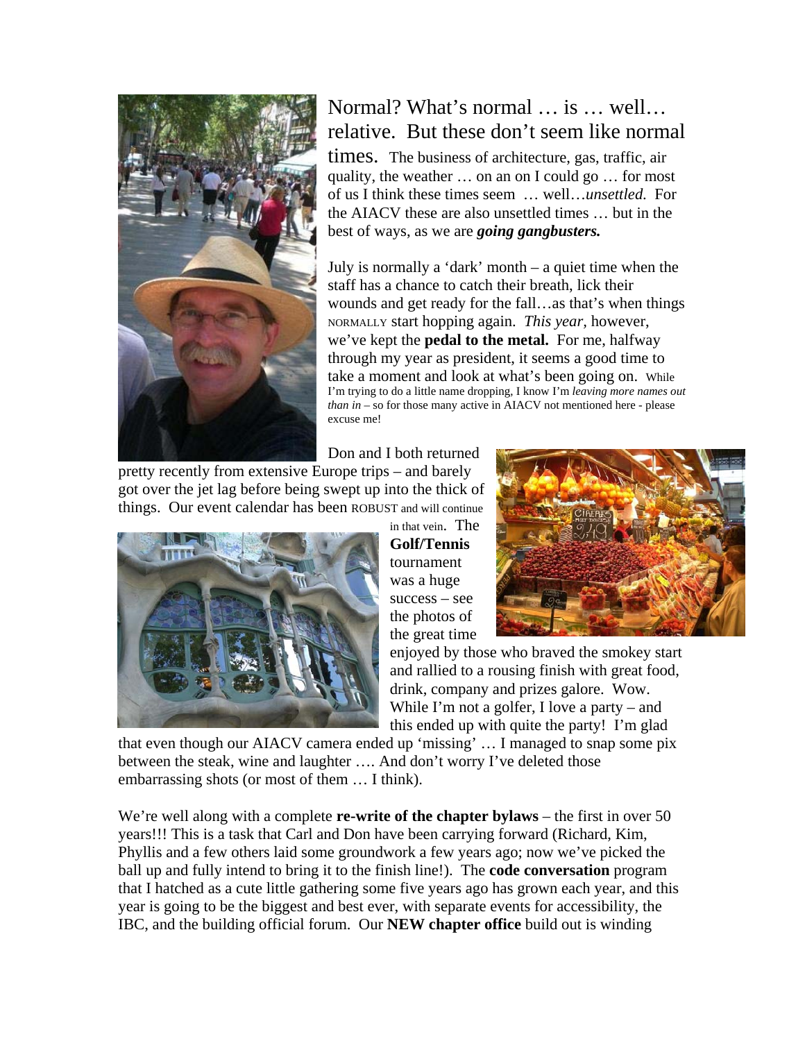Normal? What's normal … is … well… relative. But these don't seem like normal times. The business of architecture, gas, traffic, air quality, the weather … on an on I could go … for most of us I think these times seem … well…*unsettled.* For the AIACV these are also unsettled times … but in the best of ways, as we are ***going gangbusters.***

July is normally a 'dark' month – a quiet time when the staff has a chance to catch their breath, lick their wounds and get ready for the fall…as that's when things NORMALLY start hopping again. *This year*, however, we've kept the **pedal to the metal.** For me, halfway through my year as president, it seems a good time to take a moment and look at what's been going on. While I'm trying to do a little name dropping, I know I'm *leaving more names out than in* – so for those many active in AIACV not mentioned here - please excuse me!

Don and I both returned pretty recently from extensive Europe trips – and barely got over the jet lag before being swept up into the thick of things. Our event calendar has been ROBUST and will continue in that vein. The **Golf/Tennis** tournament was a huge success – see the photos of the great time enjoyed by those who braved the smokey start and rallied to a rousing finish with great food, drink, company and prizes galore. Wow. While I'm not a golfer, I love a party – and this ended up with quite the party! I'm glad that even though our AIACV camera ended up 'missing' … I managed to snap some pix between the steak, wine and laughter …. And don't worry I've deleted those embarrassing shots (or most of them … I think).

We're well along with a complete **re-write of the chapter bylaws** – the first in over 50 years!!! This is a task that Carl and Don have been carrying forward (Richard, Kim, Phyllis and a few others laid some groundwork a few years ago; now we've picked the ball up and fully intend to bring it to the finish line!). The **code conversation** program that I hatched as a cute little gathering some five years ago has grown each year, and this year is going to be the biggest and best ever, with separate events for accessibility, the IBC, and the building official forum. Our **NEW chapter office** build out is winding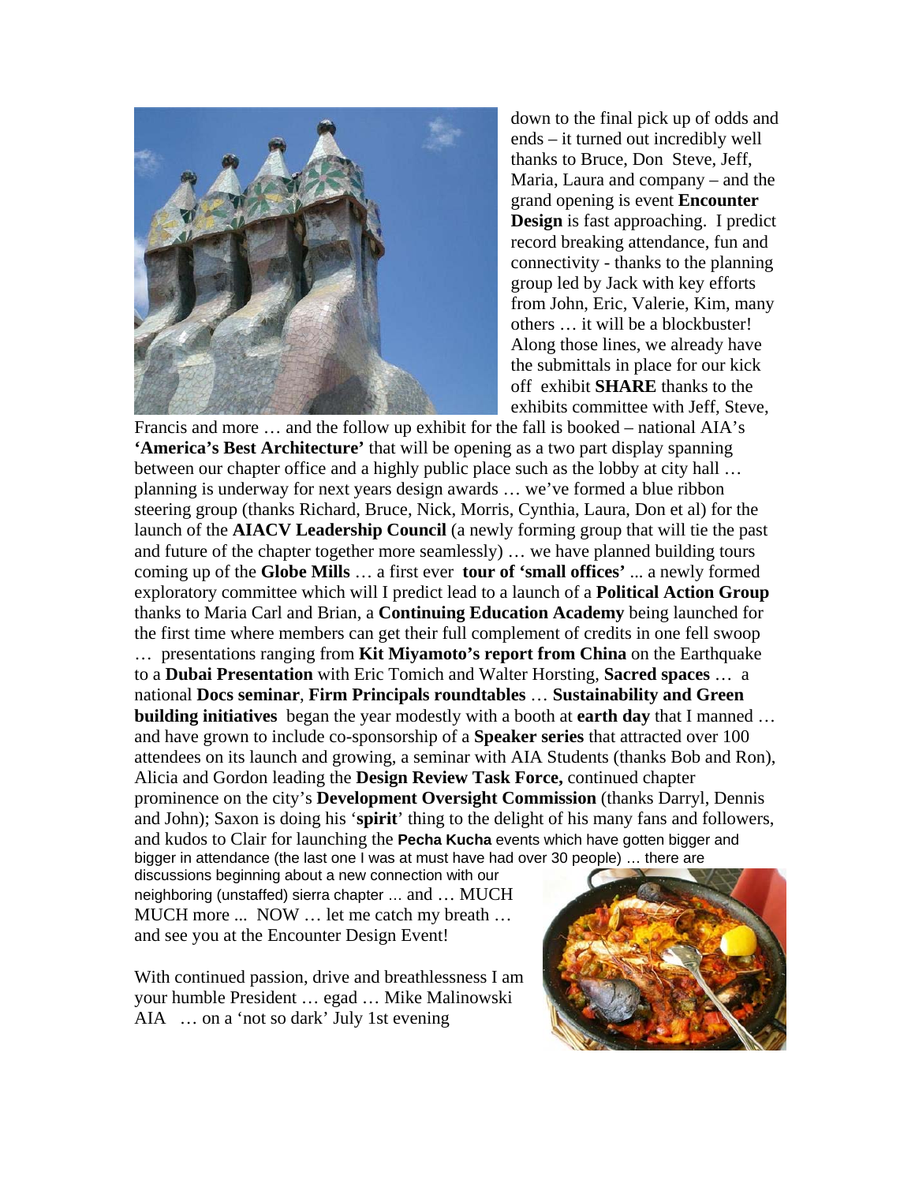down to the final pick up of odds and ends – it turned out incredibly well thanks to Bruce, Don Steve, Jeff, Maria, Laura and company – and the grand opening is event **Encounter Design** is fast approaching. I predict record breaking attendance, fun and connectivity - thanks to the planning group led by Jack with key efforts from John, Eric, Valerie, Kim, many others … it will be a blockbuster! Along those lines, we already have the submittals in place for our kick off exhibit **SHARE** thanks to the exhibits committee with Jeff, Steve, Francis and more … and the follow up exhibit for the fall is booked – national AIA's **'America's Best Architecture'** that will be opening as a two part display spanning between our chapter office and a highly public place such as the lobby at city hall … planning is underway for next years design awards … we've formed a blue ribbon steering group (thanks Richard, Bruce, Nick, Morris, Cynthia, Laura, Don et al) for the launch of the **AIACV Leadership Council** (a newly forming group that will tie the past and future of the chapter together more seamlessly) … we have planned building tours coming up of the **Globe Mills** … a first ever **tour of 'small offices'** ... a newly formed exploratory committee which will I predict lead to a launch of a **Political Action Group** thanks to Maria Carl and Brian, a **Continuing Education Academy** being launched for the first time where members can get their full complement of credits in one fell swoop … presentations ranging from **Kit Miyamoto's report from China** on the Earthquake to a **Dubai Presentation** with Eric Tomich and Walter Horsting, **Sacred spaces** … a national **Docs seminar**, **Firm Principals roundtables** … **Sustainability and Green building initiatives** began the year modestly with a booth at **earth day** that I manned … and have grown to include co-sponsorship of a **Speaker series** that attracted over 100 attendees on its launch and growing, a seminar with AIA Students (thanks Bob and Ron), Alicia and Gordon leading the **Design Review Task Force,** continued chapter prominence on the city's **Development Oversight Commission** (thanks Darryl, Dennis and John); Saxon is doing his '**spirit**' thing to the delight of his many fans and followers, and kudos to Clair for launching the **Pecha Kucha** events which have gotten bigger and bigger in attendance (the last one I was at must have had over 30 people) … there are discussions beginning about a new connection with our neighboring (unstaffed) sierra chapter … and … MUCH MUCH more ... NOW … let me catch my breath … and see you at the Encounter Design Event!

With continued passion, drive and breathlessness I am your humble President … egad … Mike Malinowski AIA … on a 'not so dark' July 1st evening